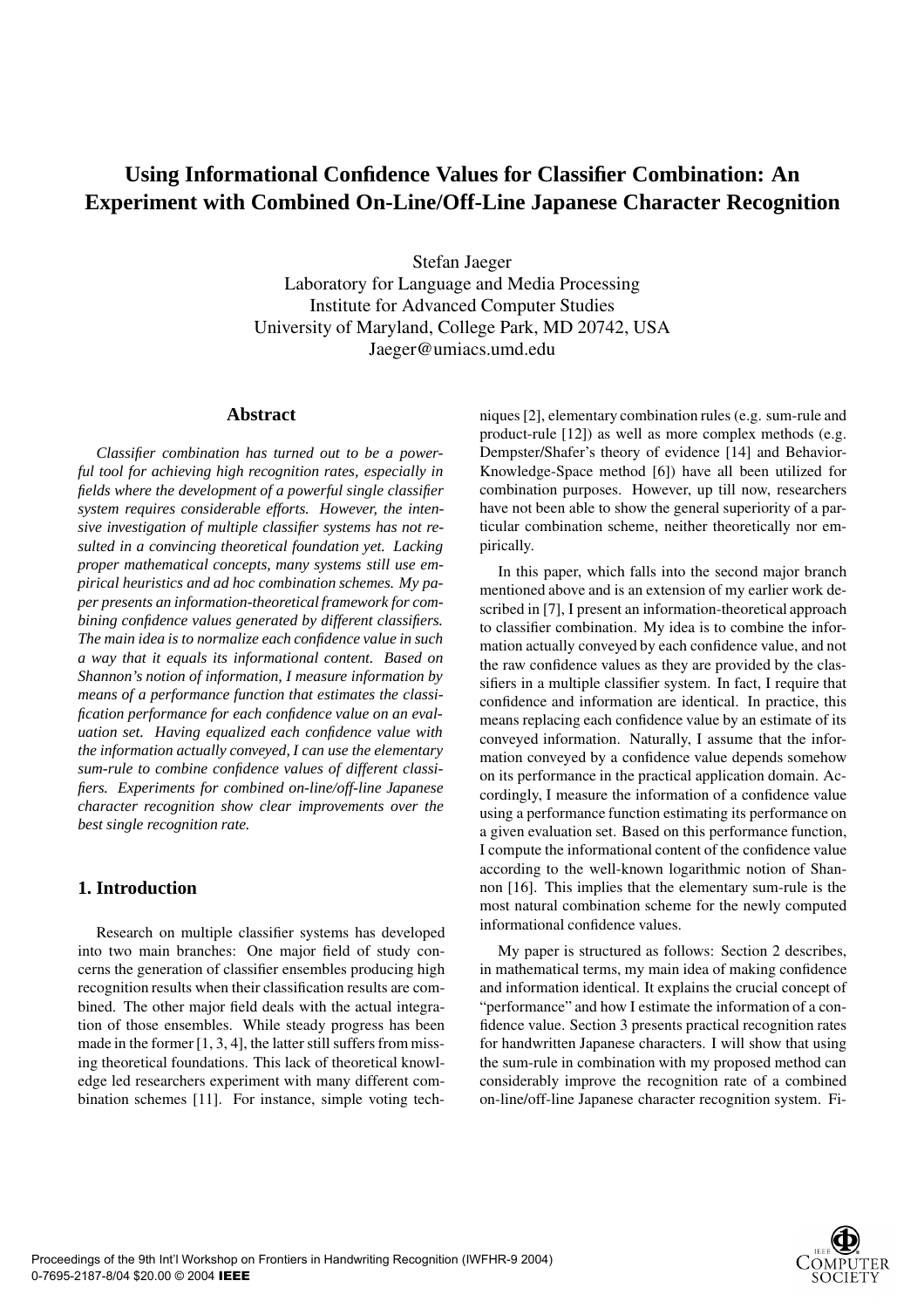# Using Informational Confidence Values for Classifier Combination: An Experiment with Combined On-Line/Off-Line Japanese Character Recognition

Stefan Jaeger
Laboratory for Language and Media Processing
Institute for Advanced Computer Studies
University of Maryland, College Park, MD 20742, USA
Jaeger@umiacs.umd.edu

## Abstract

*Classifier combination has turned out to be a powerful tool for achieving high recognition rates, especially in fields where the development of a powerful single classifier system requires considerable efforts. However, the intensive investigation of multiple classifier systems has not resulted in a convincing theoretical foundation yet. Lacking proper mathematical concepts, many systems still use empirical heuristics and ad hoc combination schemes. My paper presents an information-theoretical framework for combining confidence values generated by different classifiers. The main idea is to normalize each confidence value in such a way that it equals its informational content. Based on Shannon's notion of information, I measure information by means of a performance function that estimates the classification performance for each confidence value on an evaluation set. Having equalized each confidence value with the information actually conveyed, I can use the elementary sum-rule to combine confidence values of different classifiers. Experiments for combined on-line/off-line Japanese character recognition show clear improvements over the best single recognition rate.*

## 1. Introduction

Research on multiple classifier systems has developed into two main branches: One major field of study concerns the generation of classifier ensembles producing high recognition results when their classification results are combined. The other major field deals with the actual integration of those ensembles. While steady progress has been made in the former [1, 3, 4], the latter still suffers from missing theoretical foundations. This lack of theoretical knowledge led researchers experiment with many different combination schemes [11]. For instance, simple voting techniques [2], elementary combination rules (e.g. sum-rule and product-rule [12]) as well as more complex methods (e.g. Dempster/Shafer's theory of evidence [14] and Behavior-Knowledge-Space method [6]) have all been utilized for combination purposes. However, up till now, researchers have not been able to show the general superiority of a particular combination scheme, neither theoretically nor empirically.

In this paper, which falls into the second major branch mentioned above and is an extension of my earlier work described in [7], I present an information-theoretical approach to classifier combination. My idea is to combine the information actually conveyed by each confidence value, and not the raw confidence values as they are provided by the classifiers in a multiple classifier system. In fact, I require that confidence and information are identical. In practice, this means replacing each confidence value by an estimate of its conveyed information. Naturally, I assume that the information conveyed by a confidence value depends somehow on its performance in the practical application domain. Accordingly, I measure the information of a confidence value using a performance function estimating its performance on a given evaluation set. Based on this performance function, I compute the informational content of the confidence value according to the well-known logarithmic notion of Shannon [16]. This implies that the elementary sum-rule is the most natural combination scheme for the newly computed informational confidence values.

My paper is structured as follows: Section 2 describes, in mathematical terms, my main idea of making confidence and information identical. It explains the crucial concept of "performance" and how I estimate the information of a confidence value. Section 3 presents practical recognition rates for handwritten Japanese characters. I will show that using the sum-rule in combination with my proposed method can considerably improve the recognition rate of a combined on-line/off-line Japanese character recognition system. Fi-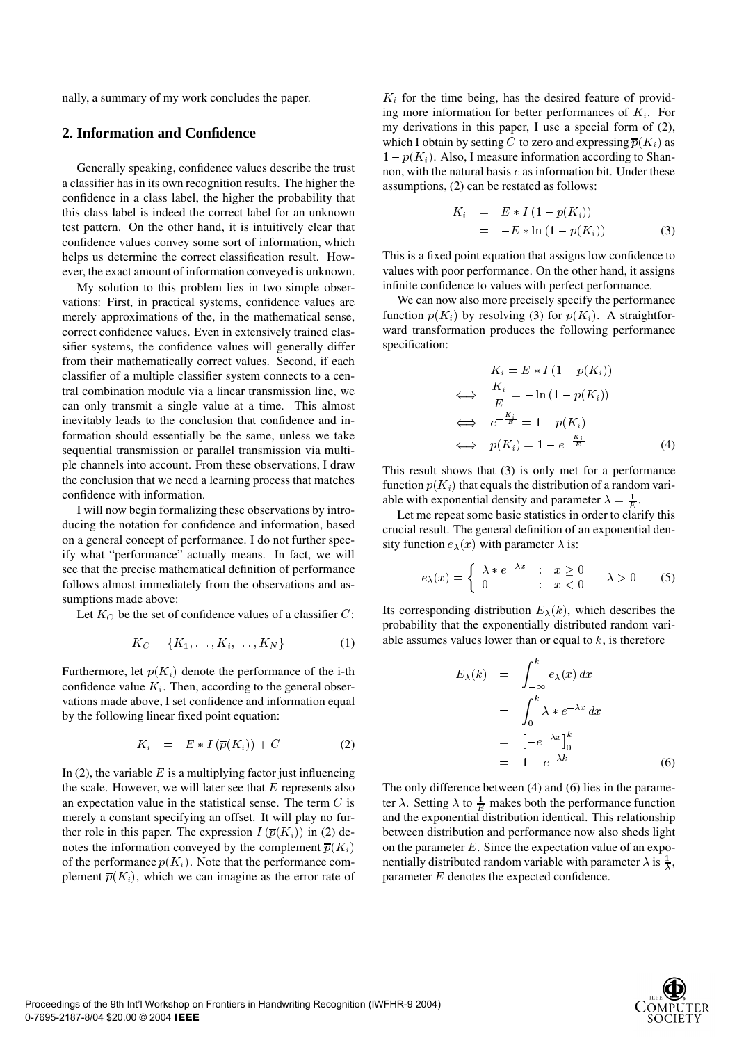nally, a summary of my work concludes the paper.

## 2. Information and Confidence

Generally speaking, confidence values describe the trust a classifier has in its own recognition results. The higher the confidence in a class label, the higher the probability that this class label is indeed the correct label for an unknown test pattern. On the other hand, it is intuitively clear that confidence values convey some sort of information, which helps us determine the correct classification result. However, the exact amount of information conveyed is unknown.

My solution to this problem lies in two simple observations: First, in practical systems, confidence values are merely approximations of the, in the mathematical sense, correct confidence values. Even in extensively trained classifier systems, the confidence values will generally differ from their mathematically correct values. Second, if each classifier of a multiple classifier system connects to a central combination module via a linear transmission line, we can only transmit a single value at a time. This almost inevitably leads to the conclusion that confidence and information should essentially be the same, unless we take sequential transmission or parallel transmission via multiple channels into account. From these observations, I draw the conclusion that we need a learning process that matches confidence with information.

I will now begin formalizing these observations by introducing the notation for confidence and information, based on a general concept of performance. I do not further specify what "performance" actually means. In fact, we will see that the precise mathematical definition of performance follows almost immediately from the observations and assumptions made above:

Let $K_C$ be the set of confidence values of a classifier $C$:

$$K_C = \{K_1, \ldots, K_i, \ldots, K_N\} \tag{1}$$

Furthermore, let $p(K_i)$ denote the performance of the i-th confidence value $K_i$. Then, according to the general observations made above, I set confidence and information equal by the following linear fixed point equation:

$$K_i \;=\; E * I\left(\overline{p}(K_i)\right) + C \tag{2}$$

In (2), the variable $E$ is a multiplying factor just influencing the scale. However, we will later see that $E$ represents also an expectation value in the statistical sense. The term $C$ is merely a constant specifying an offset. It will play no further role in this paper. The expression $I\left(\overline{p}(K_i)\right)$ in (2) denotes the information conveyed by the complement $\overline{p}(K_i)$ of the performance $p(K_i)$. Note that the performance complement $\overline{p}(K_i)$, which we can imagine as the error rate of $K_i$ for the time being, has the desired feature of providing more information for better performances of $K_i$. For my derivations in this paper, I use a special form of (2), which I obtain by setting $C$ to zero and expressing $\overline{p}(K_i)$ as $1 - p(K_i)$. Also, I measure information according to Shannon, with the natural basis $e$ as information bit. Under these assumptions, (2) can be restated as follows:

$$\begin{aligned} K_i &= E * I\left(1 - p(K_i)\right) \\ &= -E * \ln\left(1 - p(K_i)\right) \end{aligned} \tag{3}$$

This is a fixed point equation that assigns low confidence to values with poor performance. On the other hand, it assigns infinite confidence to values with perfect performance.

We can now also more precisely specify the performance function $p(K_i)$ by resolving (3) for $p(K_i)$. A straightforward transformation produces the following performance specification:

$$\begin{aligned} & K_i = E * I\left(1 - p(K_i)\right) \\ \iff\;& \frac{K_i}{E} = -\ln\left(1 - p(K_i)\right) \\ \iff\;& e^{-\frac{K_i}{E}} = 1 - p(K_i) \\ \iff\;& p(K_i) = 1 - e^{-\frac{K_i}{E}} \end{aligned} \tag{4}$$

This result shows that (3) is only met for a performance function $p(K_i)$ that equals the distribution of a random variable with exponential density and parameter $\lambda = \frac{1}{E}$.

Let me repeat some basic statistics in order to clarify this crucial result. The general definition of an exponential density function $e_\lambda(x)$ with parameter $\lambda$ is:

$$e_\lambda(x) = \begin{cases} \lambda * e^{-\lambda x} & : \; x \geq 0 \\ 0 & : \; x < 0 \end{cases} \qquad \lambda > 0 \tag{5}$$

Its corresponding distribution $E_\lambda(k)$, which describes the probability that the exponentially distributed random variable assumes values lower than or equal to $k$, is therefore

$$\begin{aligned} E_\lambda(k) &= \int_{-\infty}^{k} e_\lambda(x)\, dx \\ &= \int_{0}^{k} \lambda * e^{-\lambda x}\, dx \\ &= \left[-e^{-\lambda x}\right]_0^k \\ &= 1 - e^{-\lambda k} \end{aligned} \tag{6}$$

The only difference between (4) and (6) lies in the parameter $\lambda$. Setting $\lambda$ to $\frac{1}{E}$ makes both the performance function and the exponential distribution identical. This relationship between distribution and performance now also sheds light on the parameter $E$. Since the expectation value of an exponentially distributed random variable with parameter $\lambda$ is $\frac{1}{\lambda}$, parameter $E$ denotes the expected confidence.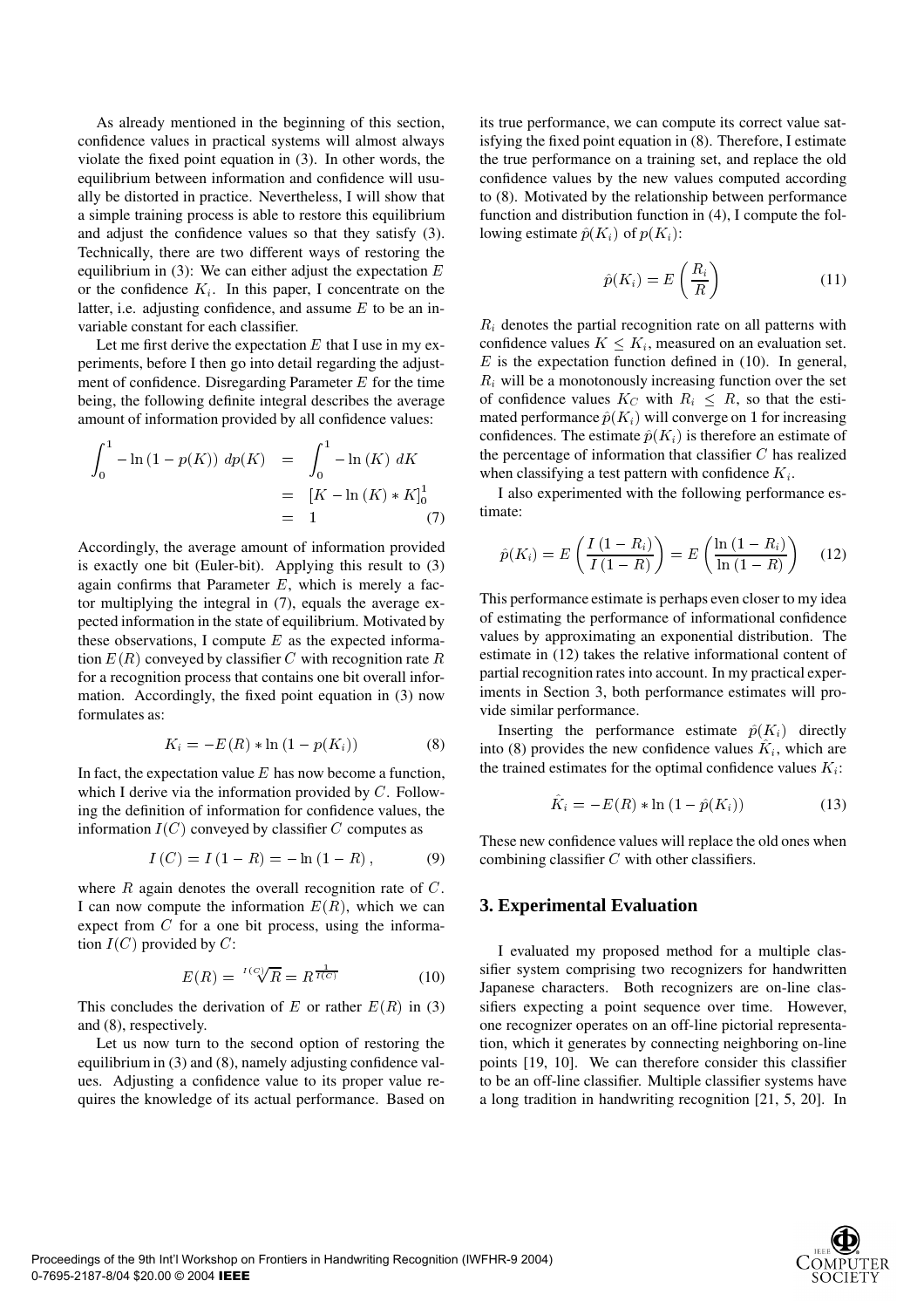As already mentioned in the beginning of this section, confidence values in practical systems will almost always violate the fixed point equation in (3). In other words, the equilibrium between information and confidence will usually be distorted in practice. Nevertheless, I will show that a simple training process is able to restore this equilibrium and adjust the confidence values so that they satisfy (3). Technically, there are two different ways of restoring the equilibrium in (3): We can either adjust the expectation $E$ or the confidence $K_i$. In this paper, I concentrate on the latter, i.e. adjusting confidence, and assume $E$ to be an invariable constant for each classifier.

Let me first derive the expectation $E$ that I use in my experiments, before I then go into detail regarding the adjustment of confidence. Disregarding Parameter $E$ for the time being, the following definite integral describes the average amount of information provided by all confidence values:

$$\begin{aligned}\int_0^1 -\ln(1-p(K))\ dp(K) &= \int_0^1 -\ln(K)\ dK \\ &= \left[K - \ln(K) * K\right]_0^1 \\ &= 1 \end{aligned} \qquad (7)$$

Accordingly, the average amount of information provided is exactly one bit (Euler-bit). Applying this result to (3) again confirms that Parameter $E$, which is merely a factor multiplying the integral in (7), equals the average expected information in the state of equilibrium. Motivated by these observations, I compute $E$ as the expected information $E(R)$ conveyed by classifier $C$ with recognition rate $R$ for a recognition process that contains one bit overall information. Accordingly, the fixed point equation in (3) now formulates as:

$$K_i = -E(R) * \ln(1 - p(K_i)) \qquad (8)$$

In fact, the expectation value $E$ has now become a function, which I derive via the information provided by $C$. Following the definition of information for confidence values, the information $I(C)$ conveyed by classifier $C$ computes as

$$I(C) = I(1-R) = -\ln(1-R), \qquad (9)$$

where $R$ again denotes the overall recognition rate of $C$. I can now compute the information $E(R)$, which we can expect from $C$ for a one bit process, using the information $I(C)$ provided by $C$:

$$E(R) = \sqrt[I(C)]{R} = R^{\frac{1}{I(C)}} \qquad (10)$$

This concludes the derivation of $E$ or rather $E(R)$ in (3) and (8), respectively.

Let us now turn to the second option of restoring the equilibrium in (3) and (8), namely adjusting confidence values. Adjusting a confidence value to its proper value requires the knowledge of its actual performance. Based on its true performance, we can compute its correct value satisfying the fixed point equation in (8). Therefore, I estimate the true performance on a training set, and replace the old confidence values by the new values computed according to (8). Motivated by the relationship between performance function and distribution function in (4), I compute the following estimate $\hat{p}(K_i)$ of $p(K_i)$:

$$\hat{p}(K_i) = E\left(\frac{R_i}{R}\right) \qquad (11)$$

$R_i$ denotes the partial recognition rate on all patterns with confidence values $K \leq K_i$, measured on an evaluation set. $E$ is the expectation function defined in (10). In general, $R_i$ will be a monotonously increasing function over the set of confidence values $K_C$ with $R_i \leq R$, so that the estimated performance $\hat{p}(K_i)$ will converge on 1 for increasing confidences. The estimate $\hat{p}(K_i)$ is therefore an estimate of the percentage of information that classifier $C$ has realized when classifying a test pattern with confidence $K_i$.

I also experimented with the following performance estimate:

$$\hat{p}(K_i) = E\left(\frac{I(1-R_i)}{I(1-R)}\right) = E\left(\frac{\ln(1-R_i)}{\ln(1-R)}\right) \qquad (12)$$

This performance estimate is perhaps even closer to my idea of estimating the performance of informational confidence values by approximating an exponential distribution. The estimate in (12) takes the relative informational content of partial recognition rates into account. In my practical experiments in Section 3, both performance estimates will provide similar performance.

Inserting the performance estimate $\hat{p}(K_i)$ directly into (8) provides the new confidence values $\hat{K}_i$, which are the trained estimates for the optimal confidence values $K_i$:

$$\hat{K}_i = -E(R) * \ln(1 - \hat{p}(K_i)) \qquad (13)$$

These new confidence values will replace the old ones when combining classifier $C$ with other classifiers.

## 3. Experimental Evaluation

I evaluated my proposed method for a multiple classifier system comprising two recognizers for handwritten Japanese characters. Both recognizers are on-line classifiers expecting a point sequence over time. However, one recognizer operates on an off-line pictorial representation, which it generates by connecting neighboring on-line points [19, 10]. We can therefore consider this classifier to be an off-line classifier. Multiple classifier systems have a long tradition in handwriting recognition [21, 5, 20]. In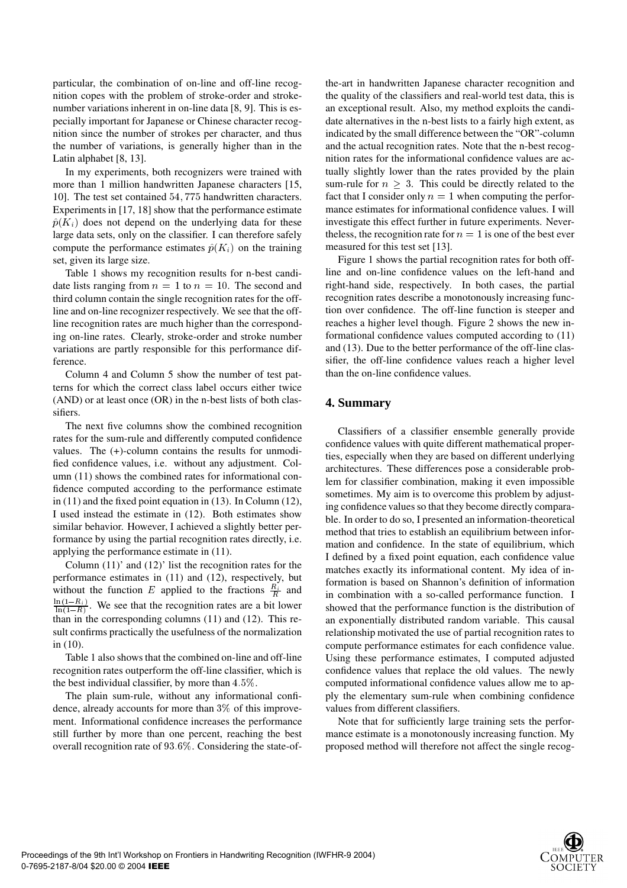particular, the combination of on-line and off-line recognition copes with the problem of stroke-order and stroke-number variations inherent in on-line data [8, 9]. This is especially important for Japanese or Chinese character recognition since the number of strokes per character, and thus the number of variations, is generally higher than in the Latin alphabet [8, 13].

In my experiments, both recognizers were trained with more than 1 million handwritten Japanese characters [15, 10]. The test set contained $54,775$ handwritten characters. Experiments in [17, 18] show that the performance estimate $\hat{p}(K_i)$ does not depend on the underlying data for these large data sets, only on the classifier. I can therefore safely compute the performance estimates $\hat{p}(K_i)$ on the training set, given its large size.

Table 1 shows my recognition results for n-best candidate lists ranging from $n = 1$ to $n = 10$. The second and third column contain the single recognition rates for the off-line and on-line recognizer respectively. We see that the off-line recognition rates are much higher than the corresponding on-line rates. Clearly, stroke-order and stroke number variations are partly responsible for this performance difference.

Column 4 and Column 5 show the number of test patterns for which the correct class label occurs either twice (AND) or at least once (OR) in the n-best lists of both classifiers.

The next five columns show the combined recognition rates for the sum-rule and differently computed confidence values. The (+)-column contains the results for unmodified confidence values, i.e. without any adjustment. Column (11) shows the combined rates for informational confidence computed according to the performance estimate in (11) and the fixed point equation in (13). In Column (12), I used instead the estimate in (12). Both estimates show similar behavior. However, I achieved a slightly better performance by using the partial recognition rates directly, i.e. applying the performance estimate in (11).

Column (11)' and (12)' list the recognition rates for the performance estimates in (11) and (12), respectively, but without the function $E$ applied to the fractions $\frac{R_i}{R}$ and $\frac{\ln(1-R_i)}{\ln(1-R)}$. We see that the recognition rates are a bit lower than in the corresponding columns (11) and (12). This result confirms practically the usefulness of the normalization in (10).

Table 1 also shows that the combined on-line and off-line recognition rates outperform the off-line classifier, which is the best individual classifier, by more than $4.5\%$.

The plain sum-rule, without any informational confidence, already accounts for more than $3\%$ of this improvement. Informational confidence increases the performance still further by more than one percent, reaching the best overall recognition rate of $93.6\%$. Considering the state-of-the-art in handwritten Japanese character recognition and the quality of the classifiers and real-world test data, this is an exceptional result. Also, my method exploits the candidate alternatives in the n-best lists to a fairly high extent, as indicated by the small difference between the "OR"-column and the actual recognition rates. Note that the n-best recognition rates for the informational confidence values are actually slightly lower than the rates provided by the plain sum-rule for $n \geq 3$. This could be directly related to the fact that I consider only $n = 1$ when computing the performance estimates for informational confidence values. I will investigate this effect further in future experiments. Nevertheless, the recognition rate for $n = 1$ is one of the best ever measured for this test set [13].

Figure 1 shows the partial recognition rates for both off-line and on-line confidence values on the left-hand and right-hand side, respectively. In both cases, the partial recognition rates describe a monotonously increasing function over confidence. The off-line function is steeper and reaches a higher level though. Figure 2 shows the new informational confidence values computed according to (11) and (13). Due to the better performance of the off-line classifier, the off-line confidence values reach a higher level than the on-line confidence values.

## 4. Summary

Classifiers of a classifier ensemble generally provide confidence values with quite different mathematical properties, especially when they are based on different underlying architectures. These differences pose a considerable problem for classifier combination, making it even impossible sometimes. My aim is to overcome this problem by adjusting confidence values so that they become directly comparable. In order to do so, I presented an information-theoretical method that tries to establish an equilibrium between information and confidence. In the state of equilibrium, which I defined by a fixed point equation, each confidence value matches exactly its informational content. My idea of information is based on Shannon's definition of information in combination with a so-called performance function. I showed that the performance function is the distribution of an exponentially distributed random variable. This causal relationship motivated the use of partial recognition rates to compute performance estimates for each confidence value. Using these performance estimates, I computed adjusted confidence values that replace the old values. The newly computed informational confidence values allow me to apply the elementary sum-rule when combining confidence values from different classifiers.

Note that for sufficiently large training sets the performance estimate is a monotonously increasing function. My proposed method will therefore not affect the single recog-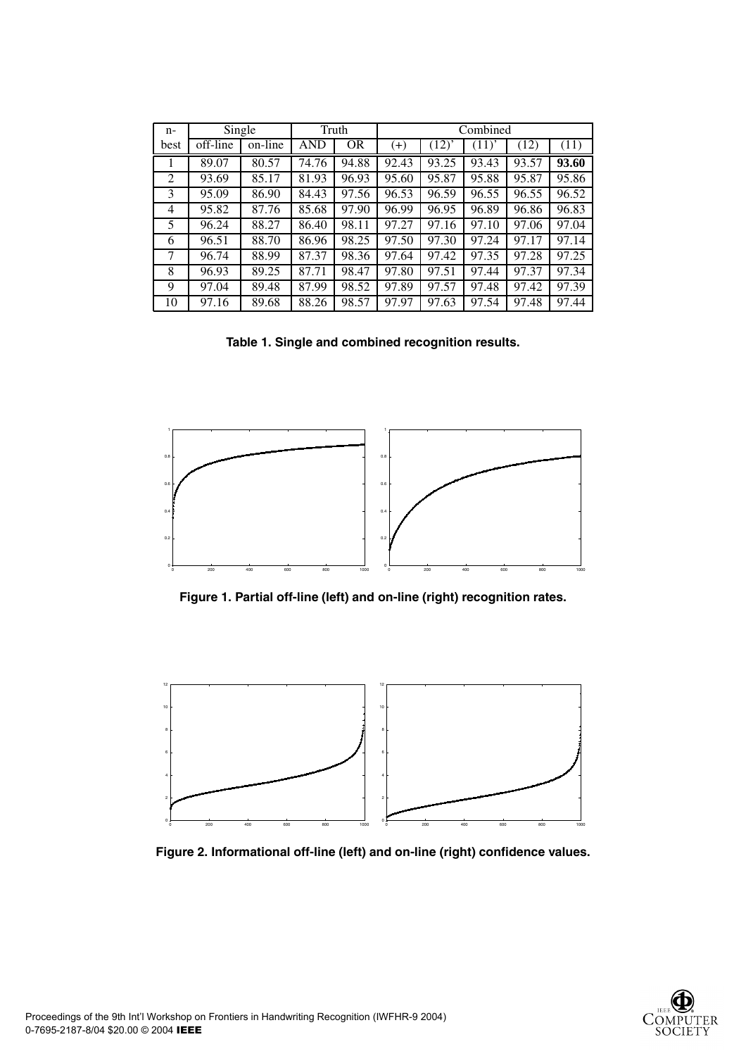| n-best | Single | | Truth | | Combined | | | | |
|---|---|---|---|---|---|---|---|---|---|
| | off-line | on-line | AND | OR | (+) | (12)' | (11)' | (12) | (11) |
| 1 | 89.07 | 80.57 | 74.76 | 94.88 | 92.43 | 93.25 | 93.43 | 93.57 | **93.60** |
| 2 | 93.69 | 85.17 | 81.93 | 96.93 | 95.60 | 95.87 | 95.88 | 95.87 | 95.86 |
| 3 | 95.09 | 86.90 | 84.43 | 97.56 | 96.53 | 96.59 | 96.55 | 96.55 | 96.52 |
| 4 | 95.82 | 87.76 | 85.68 | 97.90 | 96.99 | 96.95 | 96.89 | 96.86 | 96.83 |
| 5 | 96.24 | 88.27 | 86.40 | 98.11 | 97.27 | 97.16 | 97.10 | 97.06 | 97.04 |
| 6 | 96.51 | 88.70 | 86.96 | 98.25 | 97.50 | 97.30 | 97.24 | 97.17 | 97.14 |
| 7 | 96.74 | 88.99 | 87.37 | 98.36 | 97.64 | 97.42 | 97.35 | 97.28 | 97.25 |
| 8 | 96.93 | 89.25 | 87.71 | 98.47 | 97.80 | 97.51 | 97.44 | 97.37 | 97.34 |
| 9 | 97.04 | 89.48 | 87.99 | 98.52 | 97.89 | 97.57 | 97.48 | 97.42 | 97.39 |
| 10 | 97.16 | 89.68 | 88.26 | 98.57 | 97.97 | 97.63 | 97.54 | 97.48 | 97.44 |

**Table 1. Single and combined recognition results.**

**Figure 1. Partial off-line (left) and on-line (right) recognition rates.**

**Figure 2. Informational off-line (left) and on-line (right) confidence values.**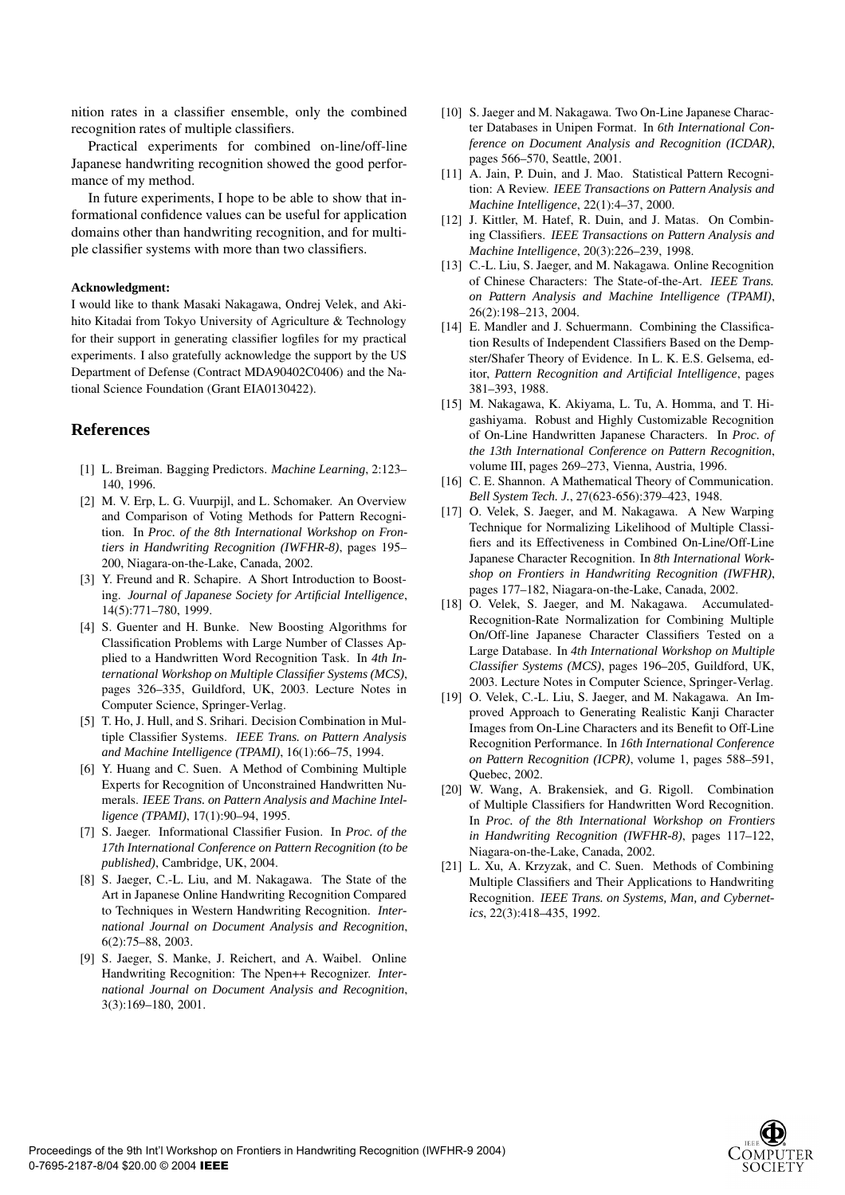nition rates in a classifier ensemble, only the combined recognition rates of multiple classifiers.

Practical experiments for combined on-line/off-line Japanese handwriting recognition showed the good performance of my method.

In future experiments, I hope to be able to show that informational confidence values can be useful for application domains other than handwriting recognition, and for multiple classifier systems with more than two classifiers.

**Acknowledgment:**

I would like to thank Masaki Nakagawa, Ondrej Velek, and Akihito Kitadai from Tokyo University of Agriculture & Technology for their support in generating classifier logfiles for my practical experiments. I also gratefully acknowledge the support by the US Department of Defense (Contract MDA90402C0406) and the National Science Foundation (Grant EIA0130422).

## References

[1] L. Breiman. Bagging Predictors. *Machine Learning*, 2:123–140, 1996.

[2] M. V. Erp, L. G. Vuurpijl, and L. Schomaker. An Overview and Comparison of Voting Methods for Pattern Recognition. In *Proc. of the 8th International Workshop on Frontiers in Handwriting Recognition (IWFHR-8)*, pages 195–200, Niagara-on-the-Lake, Canada, 2002.

[3] Y. Freund and R. Schapire. A Short Introduction to Boosting. *Journal of Japanese Society for Artificial Intelligence*, 14(5):771–780, 1999.

[4] S. Guenter and H. Bunke. New Boosting Algorithms for Classification Problems with Large Number of Classes Applied to a Handwritten Word Recognition Task. In *4th International Workshop on Multiple Classifier Systems (MCS)*, pages 326–335, Guildford, UK, 2003. Lecture Notes in Computer Science, Springer-Verlag.

[5] T. Ho, J. Hull, and S. Srihari. Decision Combination in Multiple Classifier Systems. *IEEE Trans. on Pattern Analysis and Machine Intelligence (TPAMI)*, 16(1):66–75, 1994.

[6] Y. Huang and C. Suen. A Method of Combining Multiple Experts for Recognition of Unconstrained Handwritten Numerals. *IEEE Trans. on Pattern Analysis and Machine Intelligence (TPAMI)*, 17(1):90–94, 1995.

[7] S. Jaeger. Informational Classifier Fusion. In *Proc. of the 17th International Conference on Pattern Recognition (to be published)*, Cambridge, UK, 2004.

[8] S. Jaeger, C.-L. Liu, and M. Nakagawa. The State of the Art in Japanese Online Handwriting Recognition Compared to Techniques in Western Handwriting Recognition. *International Journal on Document Analysis and Recognition*, 6(2):75–88, 2003.

[9] S. Jaeger, S. Manke, J. Reichert, and A. Waibel. Online Handwriting Recognition: The Npen++ Recognizer. *International Journal on Document Analysis and Recognition*, 3(3):169–180, 2001.

[10] S. Jaeger and M. Nakagawa. Two On-Line Japanese Character Databases in Unipen Format. In *6th International Conference on Document Analysis and Recognition (ICDAR)*, pages 566–570, Seattle, 2001.

[11] A. Jain, P. Duin, and J. Mao. Statistical Pattern Recognition: A Review. *IEEE Transactions on Pattern Analysis and Machine Intelligence*, 22(1):4–37, 2000.

[12] J. Kittler, M. Hatef, R. Duin, and J. Matas. On Combining Classifiers. *IEEE Transactions on Pattern Analysis and Machine Intelligence*, 20(3):226–239, 1998.

[13] C.-L. Liu, S. Jaeger, and M. Nakagawa. Online Recognition of Chinese Characters: The State-of-the-Art. *IEEE Trans. on Pattern Analysis and Machine Intelligence (TPAMI)*, 26(2):198–213, 2004.

[14] E. Mandler and J. Schuermann. Combining the Classification Results of Independent Classifiers Based on the Dempster/Shafer Theory of Evidence. In L. K. E.S. Gelsema, editor, *Pattern Recognition and Artificial Intelligence*, pages 381–393, 1988.

[15] M. Nakagawa, K. Akiyama, L. Tu, A. Homma, and T. Higashiyama. Robust and Highly Customizable Recognition of On-Line Handwritten Japanese Characters. In *Proc. of the 13th International Conference on Pattern Recognition*, volume III, pages 269–273, Vienna, Austria, 1996.

[16] C. E. Shannon. A Mathematical Theory of Communication. *Bell System Tech. J.*, 27(623-656):379–423, 1948.

[17] O. Velek, S. Jaeger, and M. Nakagawa. A New Warping Technique for Normalizing Likelihood of Multiple Classifiers and its Effectiveness in Combined On-Line/Off-Line Japanese Character Recognition. In *8th International Workshop on Frontiers in Handwriting Recognition (IWFHR)*, pages 177–182, Niagara-on-the-Lake, Canada, 2002.

[18] O. Velek, S. Jaeger, and M. Nakagawa. Accumulated-Recognition-Rate Normalization for Combining Multiple On/Off-line Japanese Character Classifiers Tested on a Large Database. In *4th International Workshop on Multiple Classifier Systems (MCS)*, pages 196–205, Guildford, UK, 2003. Lecture Notes in Computer Science, Springer-Verlag.

[19] O. Velek, C.-L. Liu, S. Jaeger, and M. Nakagawa. An Improved Approach to Generating Realistic Kanji Character Images from On-Line Characters and its Benefit to Off-Line Recognition Performance. In *16th International Conference on Pattern Recognition (ICPR)*, volume 1, pages 588–591, Quebec, 2002.

[20] W. Wang, A. Brakensiek, and G. Rigoll. Combination of Multiple Classifiers for Handwritten Word Recognition. In *Proc. of the 8th International Workshop on Frontiers in Handwriting Recognition (IWFHR-8)*, pages 117–122, Niagara-on-the-Lake, Canada, 2002.

[21] L. Xu, A. Krzyzak, and C. Suen. Methods of Combining Multiple Classifiers and Their Applications to Handwriting Recognition. *IEEE Trans. on Systems, Man, and Cybernetics*, 22(3):418–435, 1992.